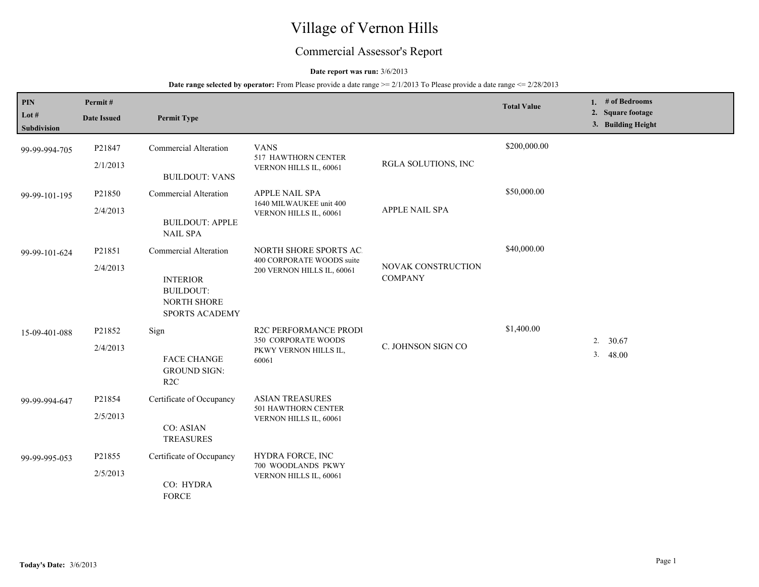# Village of Vernon Hills

## Commercial Assessor's Report

**Date report was run:** 3/6/2013

**Date range selected by operator:** From Please provide a date range >= 2/1/2013 To Please provide a date range <= 2/28/2013

| PIN<br>Lot #<br>Subdivision | Permit #<br>Date Issued | Permit Type | | | Total Value | 1. # of Bedrooms<br>2. Square footage<br>3. Building Height |
|---|---|---|---|---|---|---|
| 99-99-994-705 | P21847<br>2/1/2013 | Commercial Alteration<br><br>BUILDOUT: VANS | VANS<br>517 HAWTHORN CENTER<br>VERNON HILLS IL, 60061 | RGLA SOLUTIONS, INC | $200,000.00 | |
| 99-99-101-195 | P21850<br>2/4/2013 | Commercial Alteration<br><br>BUILDOUT: APPLE NAIL SPA | APPLE NAIL SPA<br>1640 MILWAUKEE unit 400<br>VERNON HILLS IL, 60061 | APPLE NAIL SPA | $50,000.00 | |
| 99-99-101-624 | P21851<br>2/4/2013 | Commercial Alteration<br><br>INTERIOR BUILDOUT: NORTH SHORE SPORTS ACADEMY | NORTH SHORE SPORTS AC<br>400 CORPORATE WOODS suite 200 VERNON HILLS IL, 60061 | NOVAK CONSTRUCTION COMPANY | $40,000.00 | |
| 15-09-401-088 | P21852<br>2/4/2013 | Sign<br><br>FACE CHANGE GROUND SIGN: R2C | R2C PERFORMANCE PRODU<br>350 CORPORATE WOODS PKWY VERNON HILLS IL, 60061 | C. JOHNSON SIGN CO | $1,400.00 | 2. 30.67<br>3. 48.00 |
| 99-99-994-647 | P21854<br>2/5/2013 | Certificate of Occupancy<br><br>CO: ASIAN TREASURES | ASIAN TREASURES<br>501 HAWTHORN CENTER<br>VERNON HILLS IL, 60061 | | | |
| 99-99-995-053 | P21855<br>2/5/2013 | Certificate of Occupancy<br><br>CO: HYDRA FORCE | HYDRA FORCE, INC<br>700 WOODLANDS PKWY<br>VERNON HILLS IL, 60061 | | | |

**Today's Date:** 3/6/2013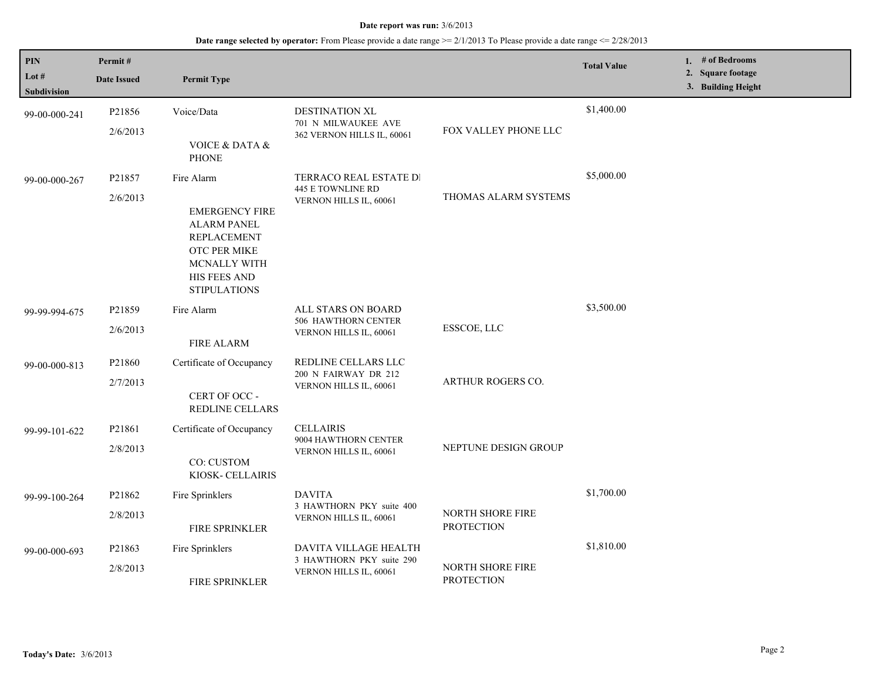**Date report was run:** 3/6/2013

**Date range selected by operator:** From Please provide a date range >= 2/1/2013 To Please provide a date range <= 2/28/2013

| PIN<br>Lot #<br>Subdivision | Permit #<br>Date Issued | Permit Type | | | Total Value | 1. # of Bedrooms<br>2. Square footage<br>3. Building Height |
|---|---|---|---|---|---|---|
| 99-00-000-241 | P21856<br>2/6/2013 | Voice/Data<br>VOICE & DATA & PHONE | DESTINATION XL<br>701 N MILWAUKEE AVE<br>362 VERNON HILLS IL, 60061 | FOX VALLEY PHONE LLC | $1,400.00 | |
| 99-00-000-267 | P21857<br>2/6/2013 | Fire Alarm<br>EMERGENCY FIRE ALARM PANEL REPLACEMENT OTC PER MIKE MCNALLY WITH HIS FEES AND STIPULATIONS | TERRACO REAL ESTATE DI<br>445 E TOWNLINE RD<br>VERNON HILLS IL, 60061 | THOMAS ALARM SYSTEMS | $5,000.00 | |
| 99-99-994-675 | P21859<br>2/6/2013 | Fire Alarm<br>FIRE ALARM | ALL STARS ON BOARD<br>506 HAWTHORN CENTER<br>VERNON HILLS IL, 60061 | ESSCOE, LLC | $3,500.00 | |
| 99-00-000-813 | P21860<br>2/7/2013 | Certificate of Occupancy<br>CERT OF OCC - REDLINE CELLARS | REDLINE CELLARS LLC<br>200 N FAIRWAY DR 212<br>VERNON HILLS IL, 60061 | ARTHUR ROGERS CO. | | |
| 99-99-101-622 | P21861<br>2/8/2013 | Certificate of Occupancy<br>CO: CUSTOM KIOSK- CELLAIRIS | CELLAIRIS<br>9004 HAWTHORN CENTER<br>VERNON HILLS IL, 60061 | NEPTUNE DESIGN GROUP | | |
| 99-99-100-264 | P21862<br>2/8/2013 | Fire Sprinklers<br>FIRE SPRINKLER | DAVITA<br>3 HAWTHORN PKY suite 400<br>VERNON HILLS IL, 60061 | NORTH SHORE FIRE PROTECTION | $1,700.00 | |
| 99-00-000-693 | P21863<br>2/8/2013 | Fire Sprinklers<br>FIRE SPRINKLER | DAVITA VILLAGE HEALTH<br>3 HAWTHORN PKY suite 290<br>VERNON HILLS IL, 60061 | NORTH SHORE FIRE PROTECTION | $1,810.00 | |

**Today's Date:** 3/6/2013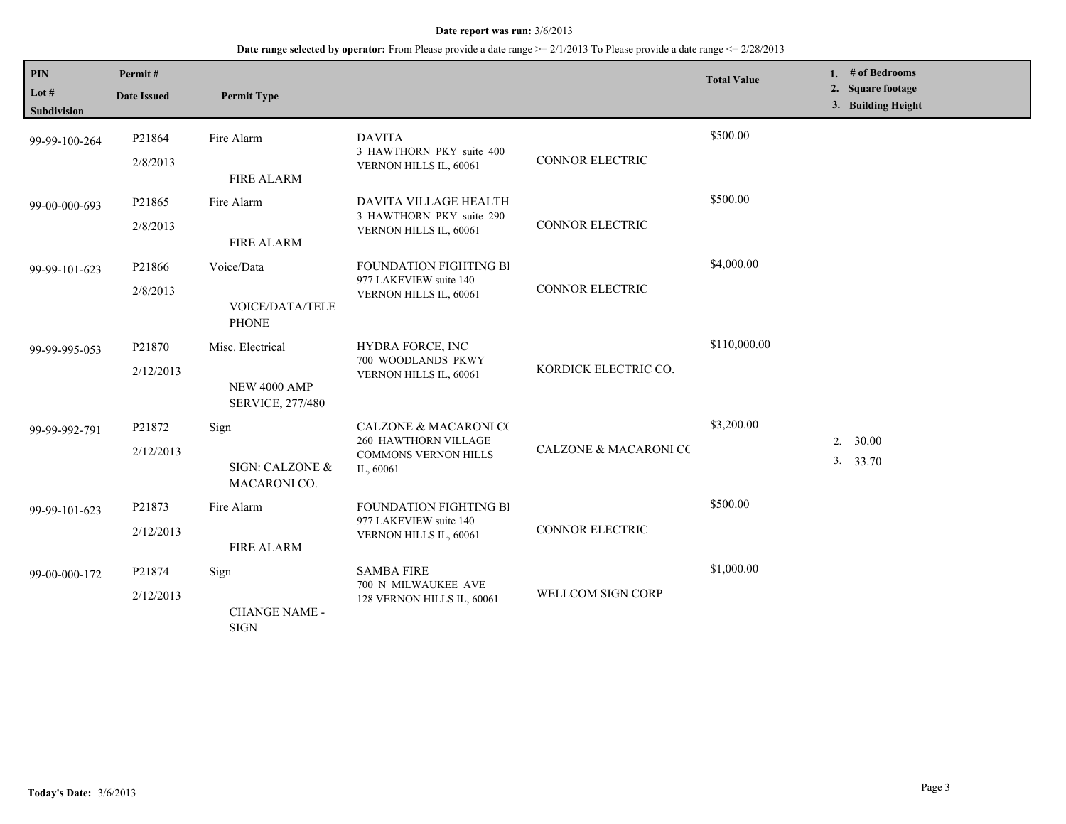**Date report was run:** 3/6/2013

**Date range selected by operator:** From Please provide a date range >= 2/1/2013 To Please provide a date range <= 2/28/2013

| PIN / Lot # / Subdivision | Permit # / Date Issued | Permit Type | | | Total Value | 1. # of Bedrooms 2. Square footage 3. Building Height |
|---|---|---|---|---|---|---|
| 99-99-100-264 | P21864 2/8/2013 | Fire Alarm FIRE ALARM | DAVITA 3 HAWTHORN PKY suite 400 VERNON HILLS IL, 60061 | CONNOR ELECTRIC | $500.00 | |
| 99-00-000-693 | P21865 2/8/2013 | Fire Alarm FIRE ALARM | DAVITA VILLAGE HEALTH 3 HAWTHORN PKY suite 290 VERNON HILLS IL, 60061 | CONNOR ELECTRIC | $500.00 | |
| 99-99-101-623 | P21866 2/8/2013 | Voice/Data VOICE/DATA/TELEPHONE | FOUNDATION FIGHTING BI 977 LAKEVIEW suite 140 VERNON HILLS IL, 60061 | CONNOR ELECTRIC | $4,000.00 | |
| 99-99-995-053 | P21870 2/12/2013 | Misc. Electrical NEW 4000 AMP SERVICE, 277/480 | HYDRA FORCE, INC 700 WOODLANDS PKWY VERNON HILLS IL, 60061 | KORDICK ELECTRIC CO. | $110,000.00 | |
| 99-99-992-791 | P21872 2/12/2013 | Sign SIGN: CALZONE & MACARONI CO. | CALZONE & MACARONI CO 260 HAWTHORN VILLAGE COMMONS VERNON HILLS IL, 60061 | CALZONE & MACARONI CO | $3,200.00 | 2. 30.00 3. 33.70 |
| 99-99-101-623 | P21873 2/12/2013 | Fire Alarm FIRE ALARM | FOUNDATION FIGHTING BI 977 LAKEVIEW suite 140 VERNON HILLS IL, 60061 | CONNOR ELECTRIC | $500.00 | |
| 99-00-000-172 | P21874 2/12/2013 | Sign CHANGE NAME - SIGN | SAMBA FIRE 700 N MILWAUKEE AVE 128 VERNON HILLS IL, 60061 | WELLCOM SIGN CORP | $1,000.00 | |

**Today's Date:** 3/6/2013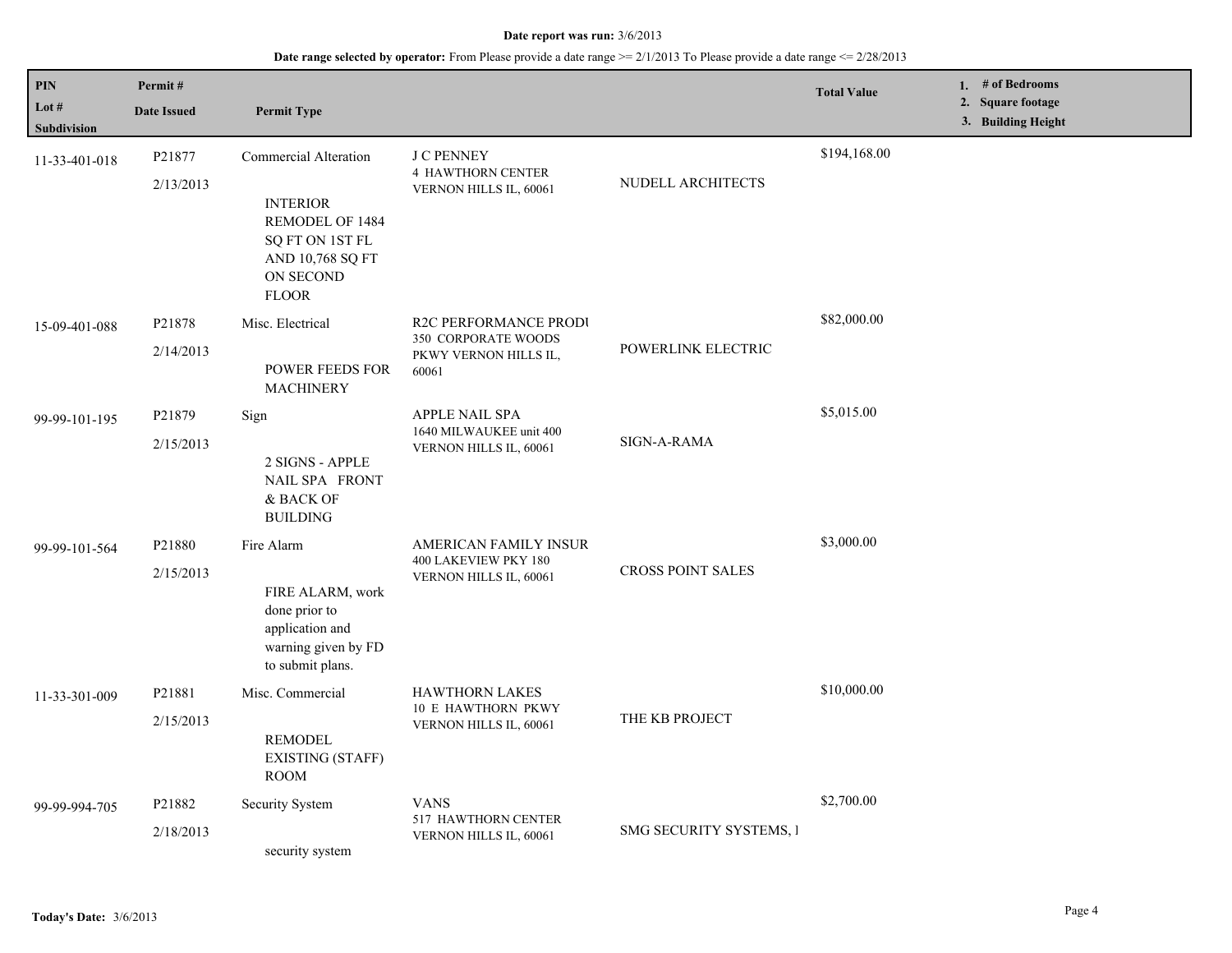**Date report was run:** 3/6/2013

**Date range selected by operator:** From Please provide a date range >= 2/1/2013 To Please provide a date range <= 2/28/2013

| PIN / Lot # / Subdivision | Permit # / Date Issued | Permit Type | | | Total Value | 1. # of Bedrooms 2. Square footage 3. Building Height |
|---|---|---|---|---|---|---|
| 11-33-401-018 | P21877 2/13/2013 | Commercial Alteration INTERIOR REMODEL OF 1484 SQ FT ON 1ST FL AND 10,768 SQ FT ON SECOND FLOOR | J C PENNEY 4 HAWTHORN CENTER VERNON HILLS IL, 60061 | NUDELL ARCHITECTS | $194,168.00 | |
| 15-09-401-088 | P21878 2/14/2013 | Misc. Electrical POWER FEEDS FOR MACHINERY | R2C PERFORMANCE PRODU 350 CORPORATE WOODS PKWY VERNON HILLS IL, 60061 | POWERLINK ELECTRIC | $82,000.00 | |
| 99-99-101-195 | P21879 2/15/2013 | Sign 2 SIGNS - APPLE NAIL SPA FRONT & BACK OF BUILDING | APPLE NAIL SPA 1640 MILWAUKEE unit 400 VERNON HILLS IL, 60061 | SIGN-A-RAMA | $5,015.00 | |
| 99-99-101-564 | P21880 2/15/2013 | Fire Alarm FIRE ALARM, work done prior to application and warning given by FD to submit plans. | AMERICAN FAMILY INSUR 400 LAKEVIEW PKY 180 VERNON HILLS IL, 60061 | CROSS POINT SALES | $3,000.00 | |
| 11-33-301-009 | P21881 2/15/2013 | Misc. Commercial REMODEL EXISTING (STAFF) ROOM | HAWTHORN LAKES 10 E HAWTHORN PKWY VERNON HILLS IL, 60061 | THE KB PROJECT | $10,000.00 | |
| 99-99-994-705 | P21882 2/18/2013 | Security System security system | VANS 517 HAWTHORN CENTER VERNON HILLS IL, 60061 | SMG SECURITY SYSTEMS, I | $2,700.00 | |

**Today's Date:** 3/6/2013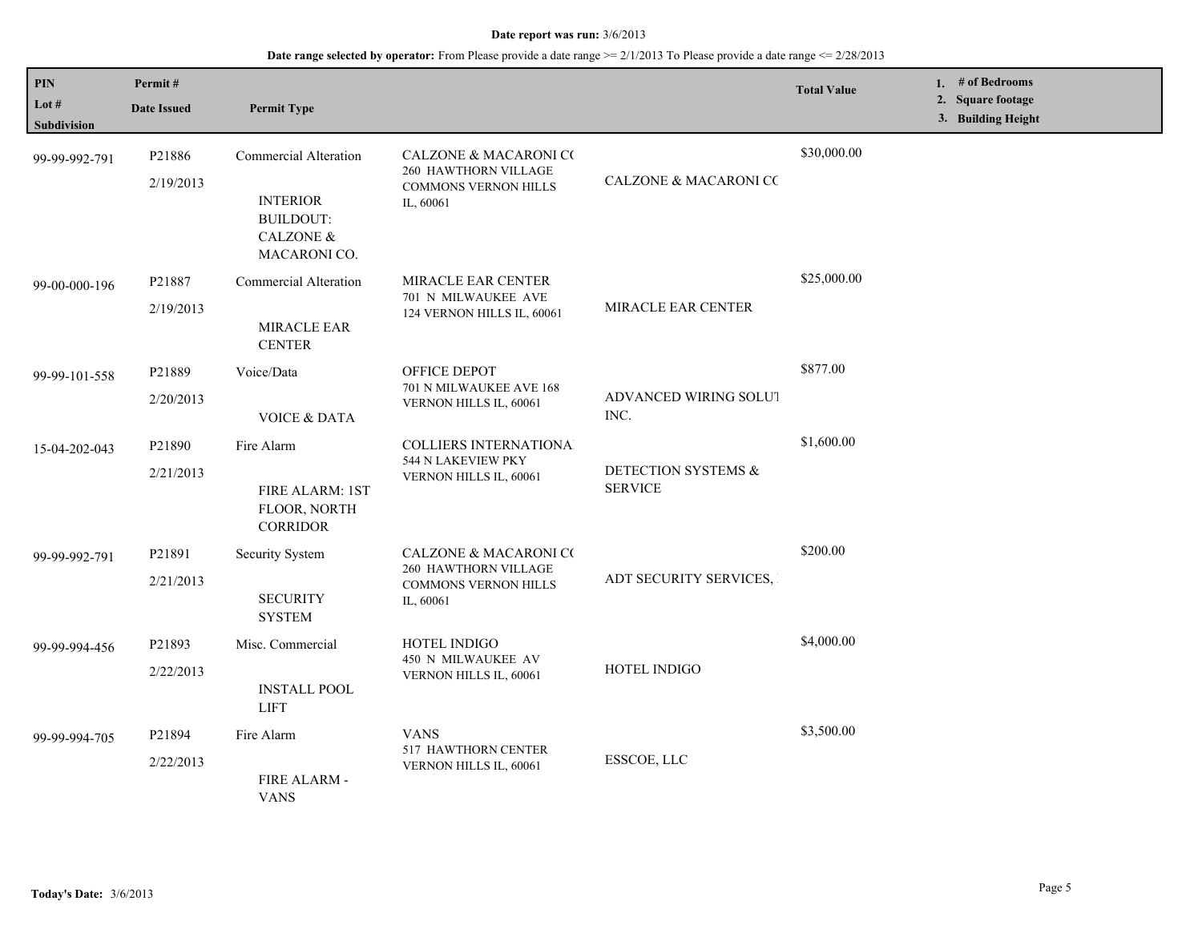**Date report was run:** 3/6/2013

**Date range selected by operator:** From Please provide a date range >= 2/1/2013 To Please provide a date range <= 2/28/2013

| PIN / Lot # / Subdivision | Permit # / Date Issued | Permit Type | | | Total Value | 1. # of Bedrooms 2. Square footage 3. Building Height |
|---|---|---|---|---|---|---|
| 99-99-992-791 | P21886 2/19/2013 | Commercial Alteration INTERIOR BUILDOUT: CALZONE & MACARONI CO. | CALZONE & MACARONI CC 260 HAWTHORN VILLAGE COMMONS VERNON HILLS IL, 60061 | CALZONE & MACARONI CC | $30,000.00 | |
| 99-00-000-196 | P21887 2/19/2013 | Commercial Alteration MIRACLE EAR CENTER | MIRACLE EAR CENTER 701 N MILWAUKEE AVE 124 VERNON HILLS IL, 60061 | MIRACLE EAR CENTER | $25,000.00 | |
| 99-99-101-558 | P21889 2/20/2013 | Voice/Data VOICE & DATA | OFFICE DEPOT 701 N MILWAUKEE AVE 168 VERNON HILLS IL, 60061 | ADVANCED WIRING SOLUT INC. | $877.00 | |
| 15-04-202-043 | P21890 2/21/2013 | Fire Alarm FIRE ALARM: 1ST FLOOR, NORTH CORRIDOR | COLLIERS INTERNATIONA 544 N LAKEVIEW PKY VERNON HILLS IL, 60061 | DETECTION SYSTEMS & SERVICE | $1,600.00 | |
| 99-99-992-791 | P21891 2/21/2013 | Security System SECURITY SYSTEM | CALZONE & MACARONI CC 260 HAWTHORN VILLAGE COMMONS VERNON HILLS IL, 60061 | ADT SECURITY SERVICES, | $200.00 | |
| 99-99-994-456 | P21893 2/22/2013 | Misc. Commercial INSTALL POOL LIFT | HOTEL INDIGO 450 N MILWAUKEE AV VERNON HILLS IL, 60061 | HOTEL INDIGO | $4,000.00 | |
| 99-99-994-705 | P21894 2/22/2013 | Fire Alarm FIRE ALARM - VANS | VANS 517 HAWTHORN CENTER VERNON HILLS IL, 60061 | ESSCOE, LLC | $3,500.00 | |

**Today's Date:** 3/6/2013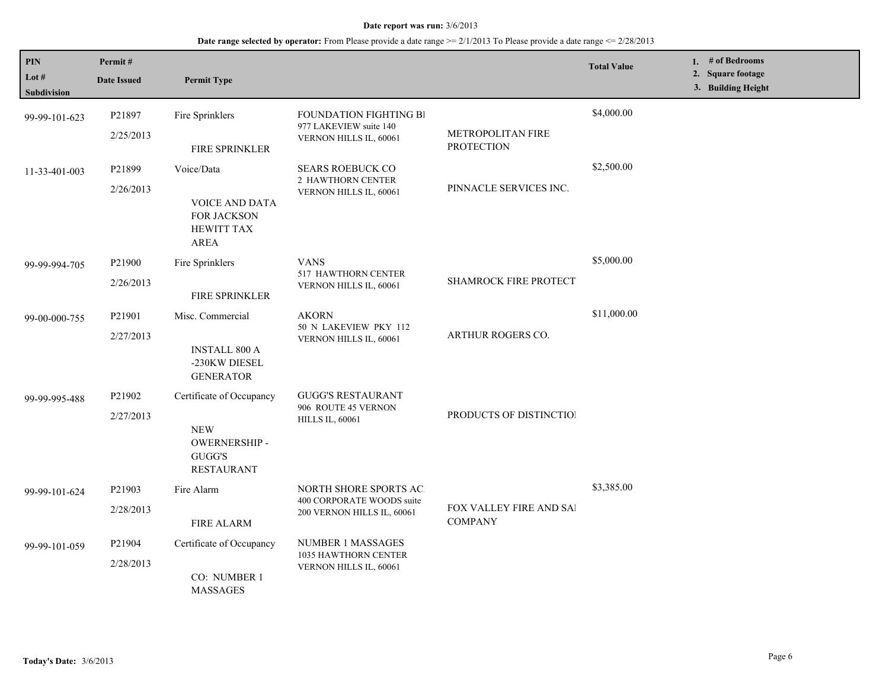**Date report was run:** 3/6/2013

**Date range selected by operator:** From Please provide a date range >= 2/1/2013 To Please provide a date range <= 2/28/2013

| PIN<br>Lot #<br>Subdivision | Permit #<br>Date Issued | Permit Type | | | Total Value | 1. # of Bedrooms<br>2. Square footage<br>3. Building Height |
|---|---|---|---|---|---|---|
| 99-99-101-623 | P21897<br>2/25/2013 | Fire Sprinklers<br>FIRE SPRINKLER | FOUNDATION FIGHTING BI<br>977 LAKEVIEW suite 140<br>VERNON HILLS IL, 60061 | METROPOLITAN FIRE PROTECTION | $4,000.00 | |
| 11-33-401-003 | P21899<br>2/26/2013 | Voice/Data<br>VOICE AND DATA FOR JACKSON HEWITT TAX AREA | SEARS ROEBUCK CO<br>2 HAWTHORN CENTER<br>VERNON HILLS IL, 60061 | PINNACLE SERVICES INC. | $2,500.00 | |
| 99-99-994-705 | P21900<br>2/26/2013 | Fire Sprinklers<br>FIRE SPRINKLER | VANS<br>517 HAWTHORN CENTER<br>VERNON HILLS IL, 60061 | SHAMROCK FIRE PROTECT | $5,000.00 | |
| 99-00-000-755 | P21901<br>2/27/2013 | Misc. Commercial<br>INSTALL 800 A -230KW DIESEL GENERATOR | AKORN<br>50 N LAKEVIEW PKY 112<br>VERNON HILLS IL, 60061 | ARTHUR ROGERS CO. | $11,000.00 | |
| 99-99-995-488 | P21902<br>2/27/2013 | Certificate of Occupancy<br>NEW OWERNERSHIP - GUGG'S RESTAURANT | GUGG'S RESTAURANT<br>906 ROUTE 45 VERNON HILLS IL, 60061 | PRODUCTS OF DISTINCTIOI | | |
| 99-99-101-624 | P21903<br>2/28/2013 | Fire Alarm<br>FIRE ALARM | NORTH SHORE SPORTS AC.<br>400 CORPORATE WOODS suite 200 VERNON HILLS IL, 60061 | FOX VALLEY FIRE AND SAI COMPANY | $3,385.00 | |
| 99-99-101-059 | P21904<br>2/28/2013 | Certificate of Occupancy<br>CO: NUMBER 1 MASSAGES | NUMBER 1 MASSAGES<br>1035 HAWTHORN CENTER<br>VERNON HILLS IL, 60061 | | | |

**Today's Date:** 3/6/2013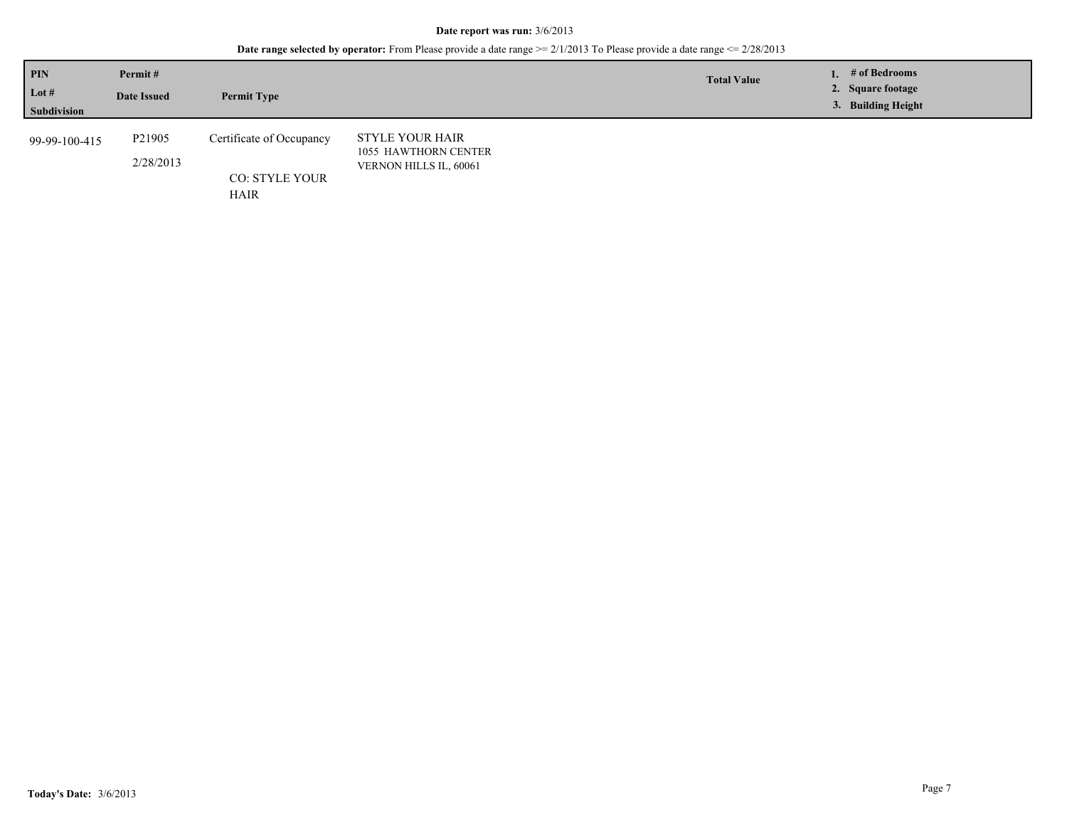**Date report was run:** 3/6/2013

**Date range selected by operator:** From Please provide a date range >= 2/1/2013 To Please provide a date range <= 2/28/2013

| PIN<br>Lot #<br>Subdivision | Permit #<br>Date Issued | Permit Type | | Total Value | 1. # of Bedrooms<br>2. Square footage<br>3. Building Height |
|---|---|---|---|---|---|
| 99-99-100-415 | P21905<br>2/28/2013 | Certificate of Occupancy<br>CO: STYLE YOUR HAIR | STYLE YOUR HAIR<br>1055 HAWTHORN CENTER<br>VERNON HILLS IL, 60061 | | |

**Today's Date:** 3/6/2013